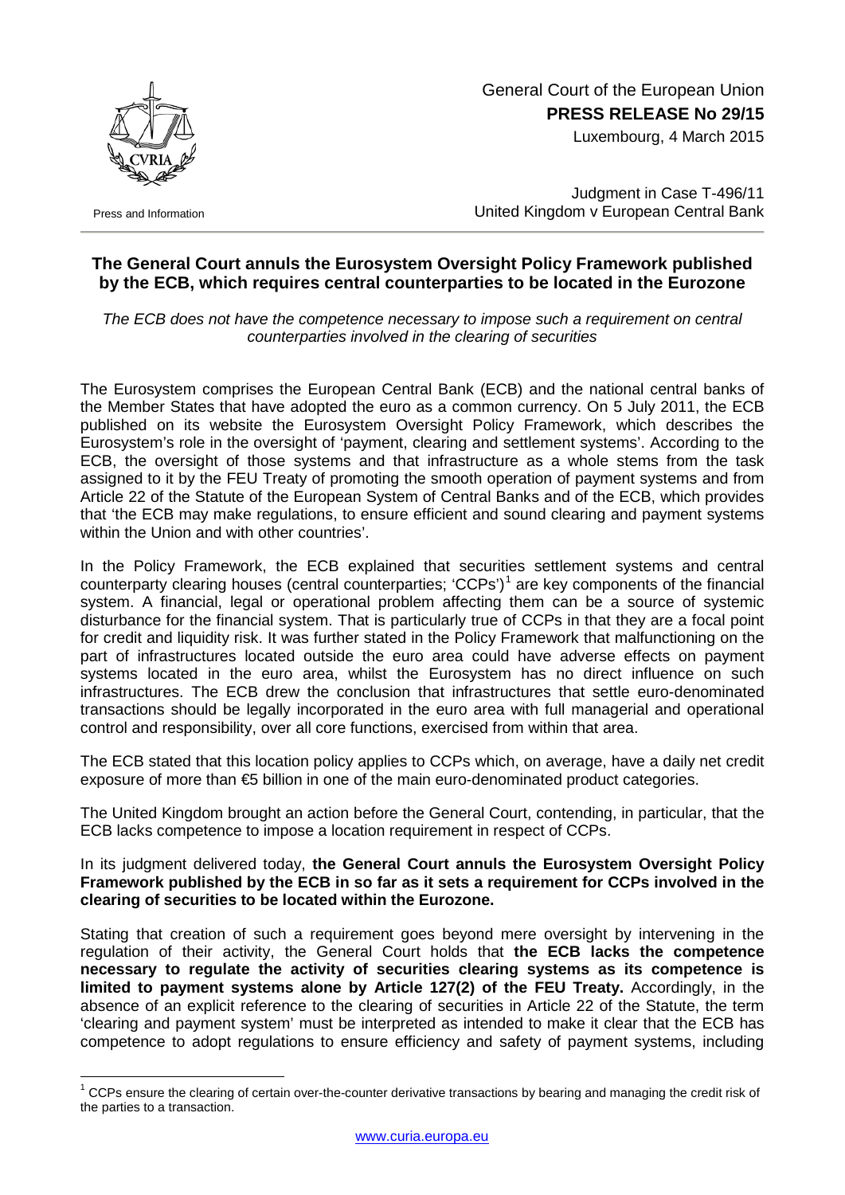General Court of the European Union
**PRESS RELEASE No 29/15**
Luxembourg, 4 March 2015

Press and Information

Judgment in Case T-496/11
United Kingdom v European Central Bank

## The General Court annuls the Eurosystem Oversight Policy Framework published by the ECB, which requires central counterparties to be located in the Eurozone

*The ECB does not have the competence necessary to impose such a requirement on central counterparties involved in the clearing of securities*

The Eurosystem comprises the European Central Bank (ECB) and the national central banks of the Member States that have adopted the euro as a common currency. On 5 July 2011, the ECB published on its website the Eurosystem Oversight Policy Framework, which describes the Eurosystem's role in the oversight of 'payment, clearing and settlement systems'. According to the ECB, the oversight of those systems and that infrastructure as a whole stems from the task assigned to it by the FEU Treaty of promoting the smooth operation of payment systems and from Article 22 of the Statute of the European System of Central Banks and of the ECB, which provides that 'the ECB may make regulations, to ensure efficient and sound clearing and payment systems within the Union and with other countries'.

In the Policy Framework, the ECB explained that securities settlement systems and central counterparty clearing houses (central counterparties; 'CCPs')[1] are key components of the financial system. A financial, legal or operational problem affecting them can be a source of systemic disturbance for the financial system. That is particularly true of CCPs in that they are a focal point for credit and liquidity risk. It was further stated in the Policy Framework that malfunctioning on the part of infrastructures located outside the euro area could have adverse effects on payment systems located in the euro area, whilst the Eurosystem has no direct influence on such infrastructures. The ECB drew the conclusion that infrastructures that settle euro-denominated transactions should be legally incorporated in the euro area with full managerial and operational control and responsibility, over all core functions, exercised from within that area.

The ECB stated that this location policy applies to CCPs which, on average, have a daily net credit exposure of more than €5 billion in one of the main euro-denominated product categories.

The United Kingdom brought an action before the General Court, contending, in particular, that the ECB lacks competence to impose a location requirement in respect of CCPs.

In its judgment delivered today, **the General Court annuls the Eurosystem Oversight Policy Framework published by the ECB in so far as it sets a requirement for CCPs involved in the clearing of securities to be located within the Eurozone.**

Stating that creation of such a requirement goes beyond mere oversight by intervening in the regulation of their activity, the General Court holds that **the ECB lacks the competence necessary to regulate the activity of securities clearing systems as its competence is limited to payment systems alone by Article 127(2) of the FEU Treaty.** Accordingly, in the absence of an explicit reference to the clearing of securities in Article 22 of the Statute, the term 'clearing and payment system' must be interpreted as intended to make it clear that the ECB has competence to adopt regulations to ensure efficiency and safety of payment systems, including

[1] CCPs ensure the clearing of certain over-the-counter derivative transactions by bearing and managing the credit risk of the parties to a transaction.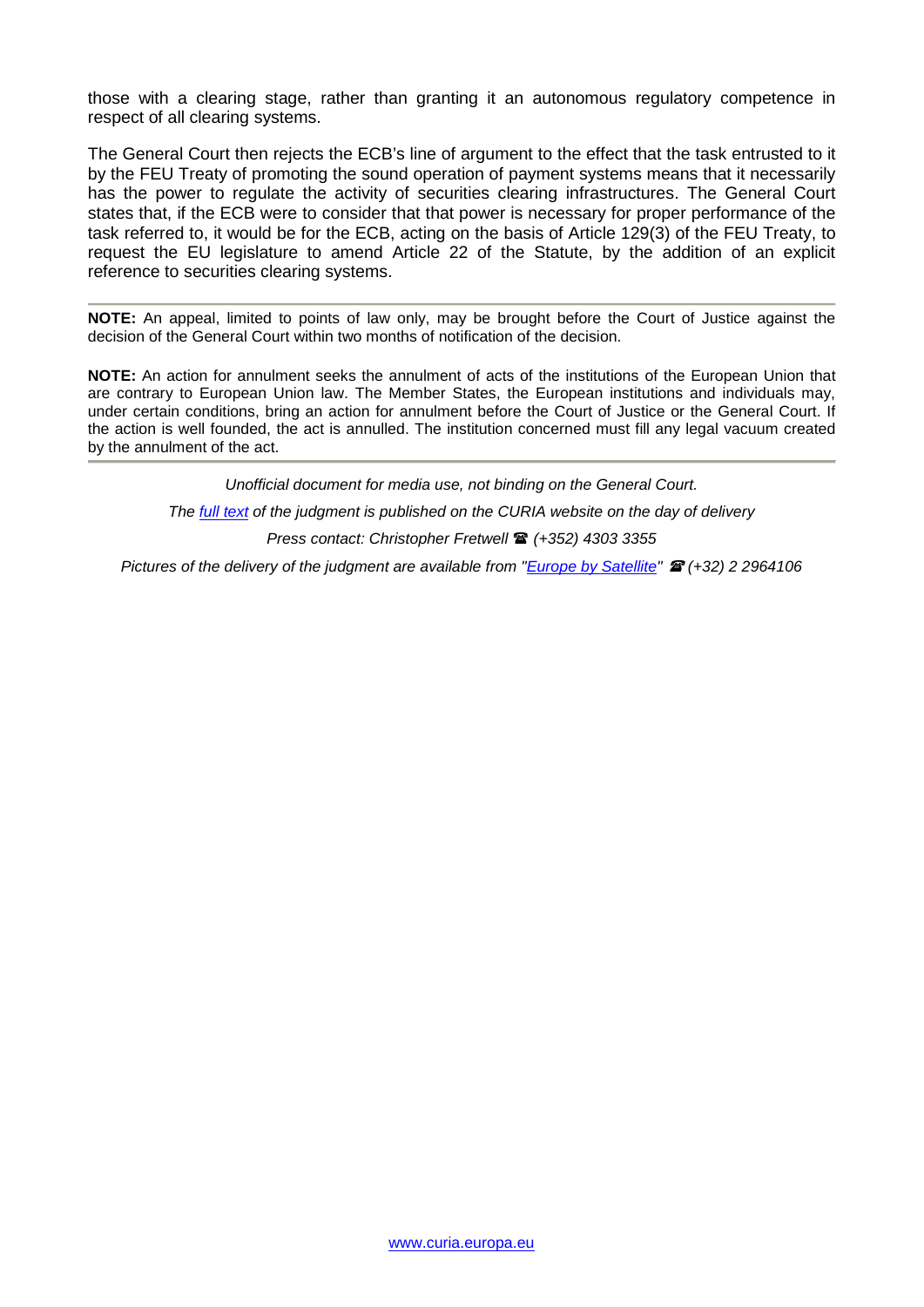those with a clearing stage, rather than granting it an autonomous regulatory competence in respect of all clearing systems.

The General Court then rejects the ECB's line of argument to the effect that the task entrusted to it by the FEU Treaty of promoting the sound operation of payment systems means that it necessarily has the power to regulate the activity of securities clearing infrastructures. The General Court states that, if the ECB were to consider that that power is necessary for proper performance of the task referred to, it would be for the ECB, acting on the basis of Article 129(3) of the FEU Treaty, to request the EU legislature to amend Article 22 of the Statute, by the addition of an explicit reference to securities clearing systems.

---

**NOTE:** An appeal, limited to points of law only, may be brought before the Court of Justice against the decision of the General Court within two months of notification of the decision.

**NOTE:** An action for annulment seeks the annulment of acts of the institutions of the European Union that are contrary to European Union law. The Member States, the European institutions and individuals may, under certain conditions, bring an action for annulment before the Court of Justice or the General Court. If the action is well founded, the act is annulled. The institution concerned must fill any legal vacuum created by the annulment of the act.

---

*Unofficial document for media use, not binding on the General Court.*

*The full text of the judgment is published on the CURIA website on the day of delivery*

*Press contact: Christopher Fretwell ☎ (+352) 4303 3355*

*Pictures of the delivery of the judgment are available from "Europe by Satellite" ☎ (+32) 2 2964106*

www.curia.europa.eu